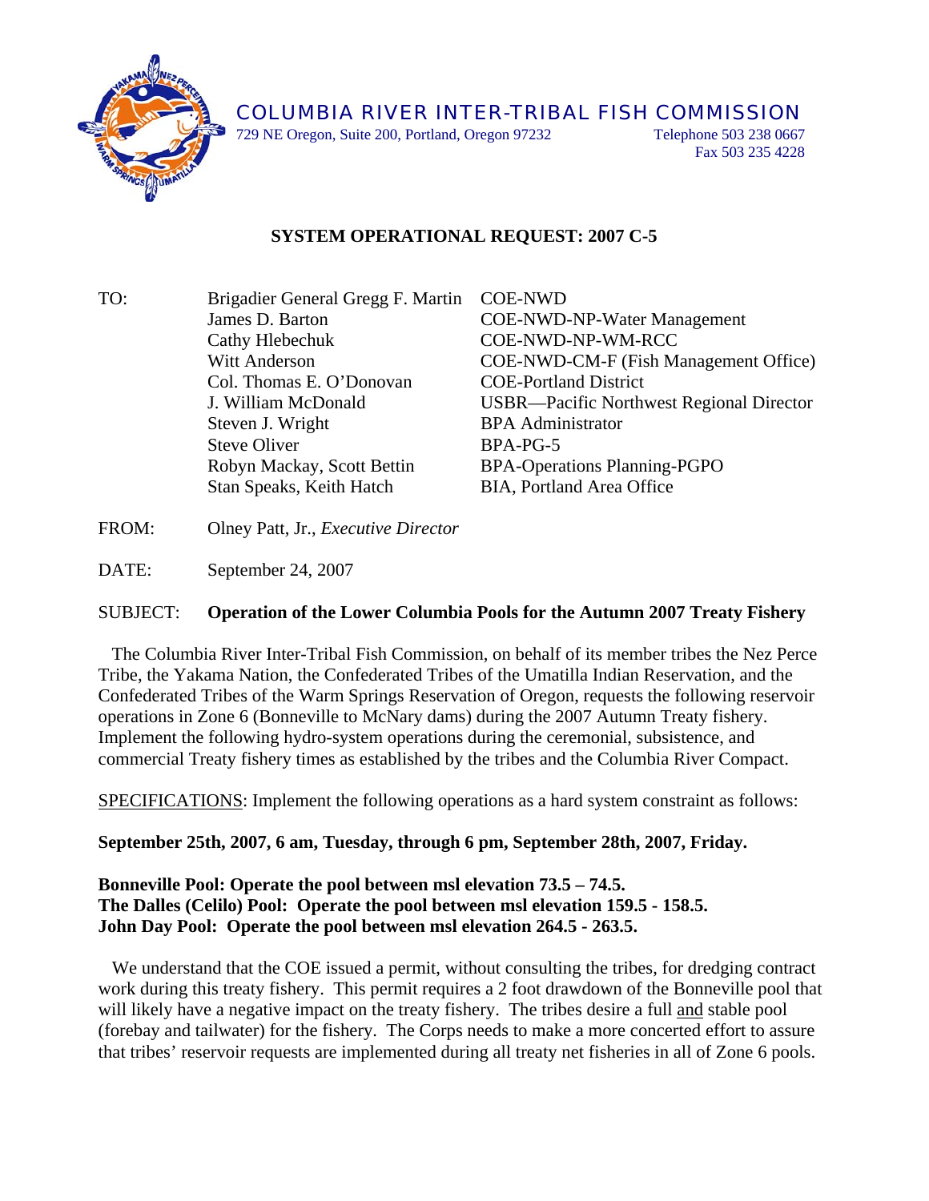# COLUMBIA RIVER INTER-TRIBAL FISH COMMISSION

729 NE Oregon, Suite 200, Portland, Oregon 97232 Telephone 503 238 0667
Fax 503 235 4228

## SYSTEM OPERATIONAL REQUEST: 2007 C-5

| | | |
|---|---|---|
| TO: | Brigadier General Gregg F. Martin | COE-NWD |
| | James D. Barton | COE-NWD-NP-Water Management |
| | Cathy Hlebechuk | COE-NWD-NP-WM-RCC |
| | Witt Anderson | COE-NWD-CM-F (Fish Management Office) |
| | Col. Thomas E. O'Donovan | COE-Portland District |
| | J. William McDonald | USBR—Pacific Northwest Regional Director |
| | Steven J. Wright | BPA Administrator |
| | Steve Oliver | BPA-PG-5 |
| | Robyn Mackay, Scott Bettin | BPA-Operations Planning-PGPO |
| | Stan Speaks, Keith Hatch | BIA, Portland Area Office |

FROM: Olney Patt, Jr., *Executive Director*

DATE: September 24, 2007

SUBJECT: **Operation of the Lower Columbia Pools for the Autumn 2007 Treaty Fishery**

The Columbia River Inter-Tribal Fish Commission, on behalf of its member tribes the Nez Perce Tribe, the Yakama Nation, the Confederated Tribes of the Umatilla Indian Reservation, and the Confederated Tribes of the Warm Springs Reservation of Oregon, requests the following reservoir operations in Zone 6 (Bonneville to McNary dams) during the 2007 Autumn Treaty fishery. Implement the following hydro-system operations during the ceremonial, subsistence, and commercial Treaty fishery times as established by the tribes and the Columbia River Compact.

<u>SPECIFICATIONS</u>: Implement the following operations as a hard system constraint as follows:

**September 25th, 2007, 6 am, Tuesday, through 6 pm, September 28th, 2007, Friday.**

**Bonneville Pool: Operate the pool between msl elevation 73.5 – 74.5.**
**The Dalles (Celilo) Pool: Operate the pool between msl elevation 159.5 - 158.5.**
**John Day Pool: Operate the pool between msl elevation 264.5 - 263.5.**

We understand that the COE issued a permit, without consulting the tribes, for dredging contract work during this treaty fishery. This permit requires a 2 foot drawdown of the Bonneville pool that will likely have a negative impact on the treaty fishery. The tribes desire a full <u>and</u> stable pool (forebay and tailwater) for the fishery. The Corps needs to make a more concerted effort to assure that tribes' reservoir requests are implemented during all treaty net fisheries in all of Zone 6 pools.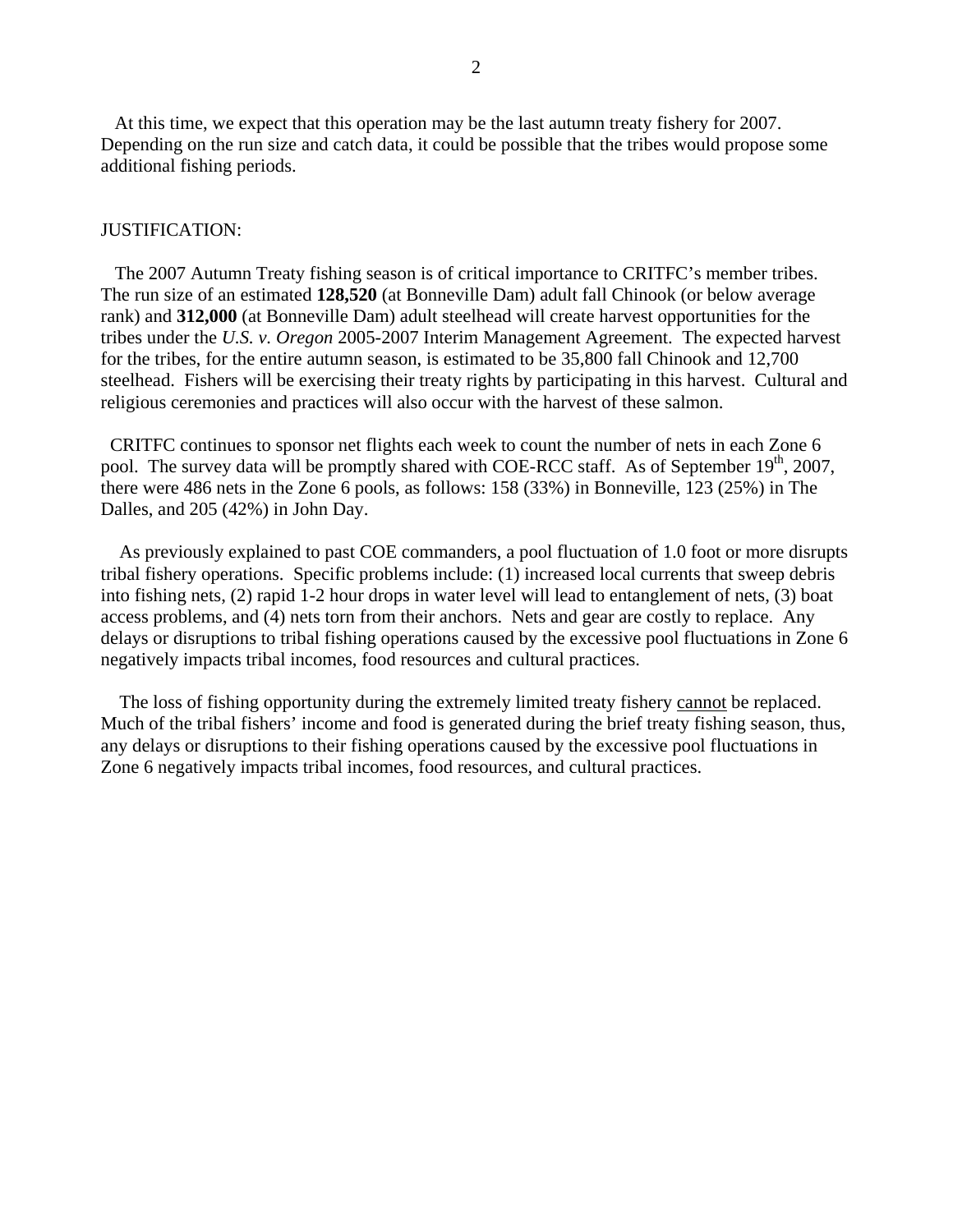At this time, we expect that this operation may be the last autumn treaty fishery for 2007. Depending on the run size and catch data, it could be possible that the tribes would propose some additional fishing periods.

JUSTIFICATION:

The 2007 Autumn Treaty fishing season is of critical importance to CRITFC's member tribes. The run size of an estimated **128,520** (at Bonneville Dam) adult fall Chinook (or below average rank) and **312,000** (at Bonneville Dam) adult steelhead will create harvest opportunities for the tribes under the *U.S. v. Oregon* 2005-2007 Interim Management Agreement. The expected harvest for the tribes, for the entire autumn season, is estimated to be 35,800 fall Chinook and 12,700 steelhead. Fishers will be exercising their treaty rights by participating in this harvest. Cultural and religious ceremonies and practices will also occur with the harvest of these salmon.

CRITFC continues to sponsor net flights each week to count the number of nets in each Zone 6 pool. The survey data will be promptly shared with COE-RCC staff. As of September 19th, 2007, there were 486 nets in the Zone 6 pools, as follows: 158 (33%) in Bonneville, 123 (25%) in The Dalles, and 205 (42%) in John Day.

As previously explained to past COE commanders, a pool fluctuation of 1.0 foot or more disrupts tribal fishery operations. Specific problems include: (1) increased local currents that sweep debris into fishing nets, (2) rapid 1-2 hour drops in water level will lead to entanglement of nets, (3) boat access problems, and (4) nets torn from their anchors. Nets and gear are costly to replace. Any delays or disruptions to tribal fishing operations caused by the excessive pool fluctuations in Zone 6 negatively impacts tribal incomes, food resources and cultural practices.

The loss of fishing opportunity during the extremely limited treaty fishery <u>cannot</u> be replaced. Much of the tribal fishers' income and food is generated during the brief treaty fishing season, thus, any delays or disruptions to their fishing operations caused by the excessive pool fluctuations in Zone 6 negatively impacts tribal incomes, food resources, and cultural practices.